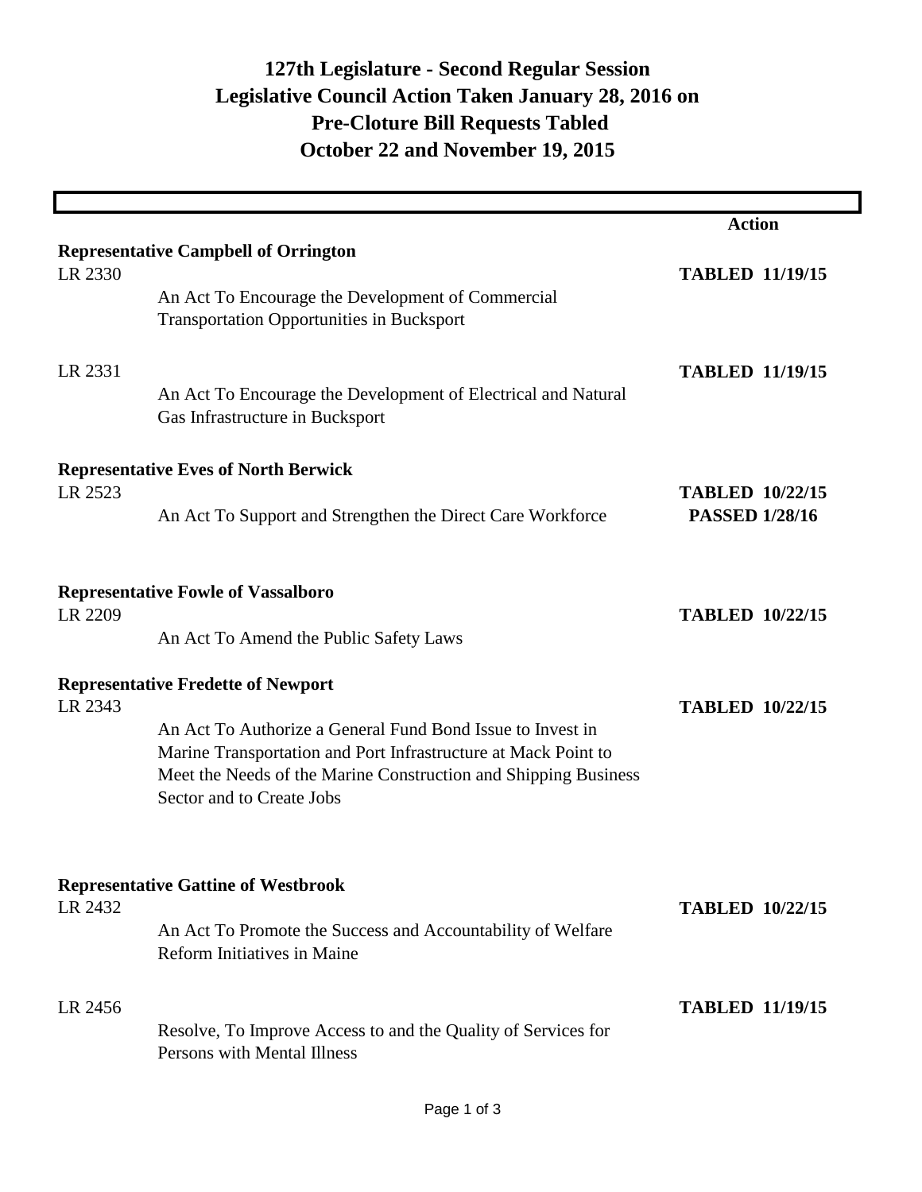# 127th Legislature - Second Regular Session
# Legislative Council Action Taken January 28, 2016 on
# Pre-Cloture Bill Requests Tabled
# October 22 and November 19, 2015

| | | Action |
|---|---|---|
| **Representative Campbell of Orrington** | | |
| LR 2330 | An Act To Encourage the Development of Commercial Transportation Opportunities in Bucksport | **TABLED 11/19/15** |
| LR 2331 | An Act To Encourage the Development of Electrical and Natural Gas Infrastructure in Bucksport | **TABLED 11/19/15** |
| **Representative Eves of North Berwick** | | |
| LR 2523 | An Act To Support and Strengthen the Direct Care Workforce | **TABLED 10/22/15** **PASSED 1/28/16** |
| **Representative Fowle of Vassalboro** | | |
| LR 2209 | An Act To Amend the Public Safety Laws | **TABLED 10/22/15** |
| **Representative Fredette of Newport** | | |
| LR 2343 | An Act To Authorize a General Fund Bond Issue to Invest in Marine Transportation and Port Infrastructure at Mack Point to Meet the Needs of the Marine Construction and Shipping Business Sector and to Create Jobs | **TABLED 10/22/15** |
| **Representative Gattine of Westbrook** | | |
| LR 2432 | An Act To Promote the Success and Accountability of Welfare Reform Initiatives in Maine | **TABLED 10/22/15** |
| LR 2456 | Resolve, To Improve Access to and the Quality of Services for Persons with Mental Illness | **TABLED 11/19/15** |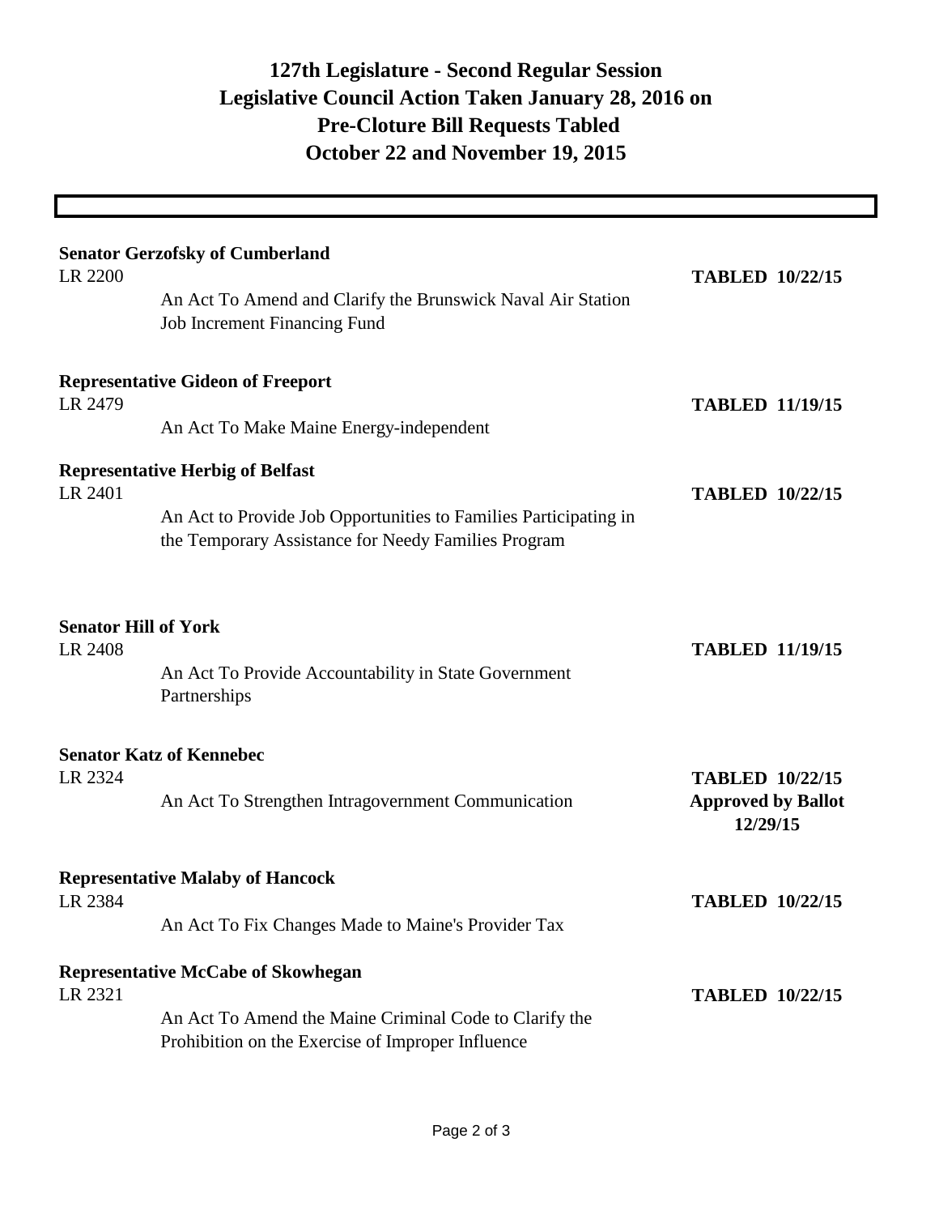# 127th Legislature - Second Regular Session
# Legislative Council Action Taken January 28, 2016 on
# Pre-Cloture Bill Requests Tabled
# October 22 and November 19, 2015

**Senator Gerzofsky of Cumberland**

LR 2200 — An Act To Amend and Clarify the Brunswick Naval Air Station Job Increment Financing Fund — **TABLED 10/22/15**

**Representative Gideon of Freeport**

LR 2479 — An Act To Make Maine Energy-independent — **TABLED 11/19/15**

**Representative Herbig of Belfast**

LR 2401 — An Act to Provide Job Opportunities to Families Participating in the Temporary Assistance for Needy Families Program — **TABLED 10/22/15**

**Senator Hill of York**

LR 2408 — An Act To Provide Accountability in State Government Partnerships — **TABLED 11/19/15**

**Senator Katz of Kennebec**

LR 2324 — An Act To Strengthen Intragovernment Communication — **TABLED 10/22/15** **Approved by Ballot 12/29/15**

**Representative Malaby of Hancock**

LR 2384 — An Act To Fix Changes Made to Maine's Provider Tax — **TABLED 10/22/15**

**Representative McCabe of Skowhegan**

LR 2321 — An Act To Amend the Maine Criminal Code to Clarify the Prohibition on the Exercise of Improper Influence — **TABLED 10/22/15**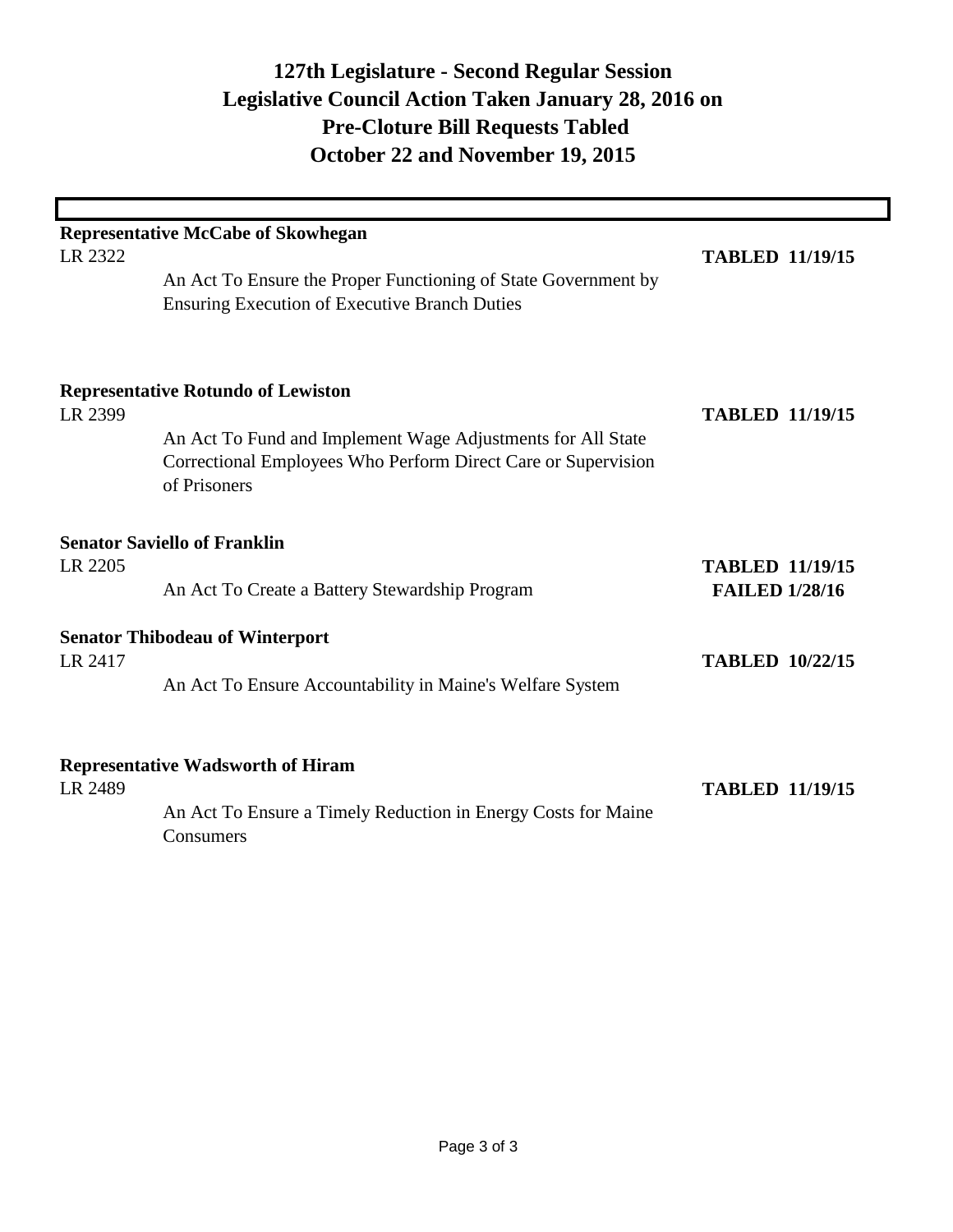# 127th Legislature - Second Regular Session
# Legislative Council Action Taken January 28, 2016 on
# Pre-Cloture Bill Requests Tabled
# October 22 and November 19, 2015

**Representative McCabe of Skowhegan**

LR 2322 — **TABLED 11/19/15**

An Act To Ensure the Proper Functioning of State Government by Ensuring Execution of Executive Branch Duties

**Representative Rotundo of Lewiston**

LR 2399 — **TABLED 11/19/15**

An Act To Fund and Implement Wage Adjustments for All State Correctional Employees Who Perform Direct Care or Supervision of Prisoners

**Senator Saviello of Franklin**

LR 2205 — **TABLED 11/19/15**

An Act To Create a Battery Stewardship Program — **FAILED 1/28/16**

**Senator Thibodeau of Winterport**

LR 2417 — **TABLED 10/22/15**

An Act To Ensure Accountability in Maine's Welfare System

**Representative Wadsworth of Hiram**

LR 2489 — **TABLED 11/19/15**

An Act To Ensure a Timely Reduction in Energy Costs for Maine Consumers